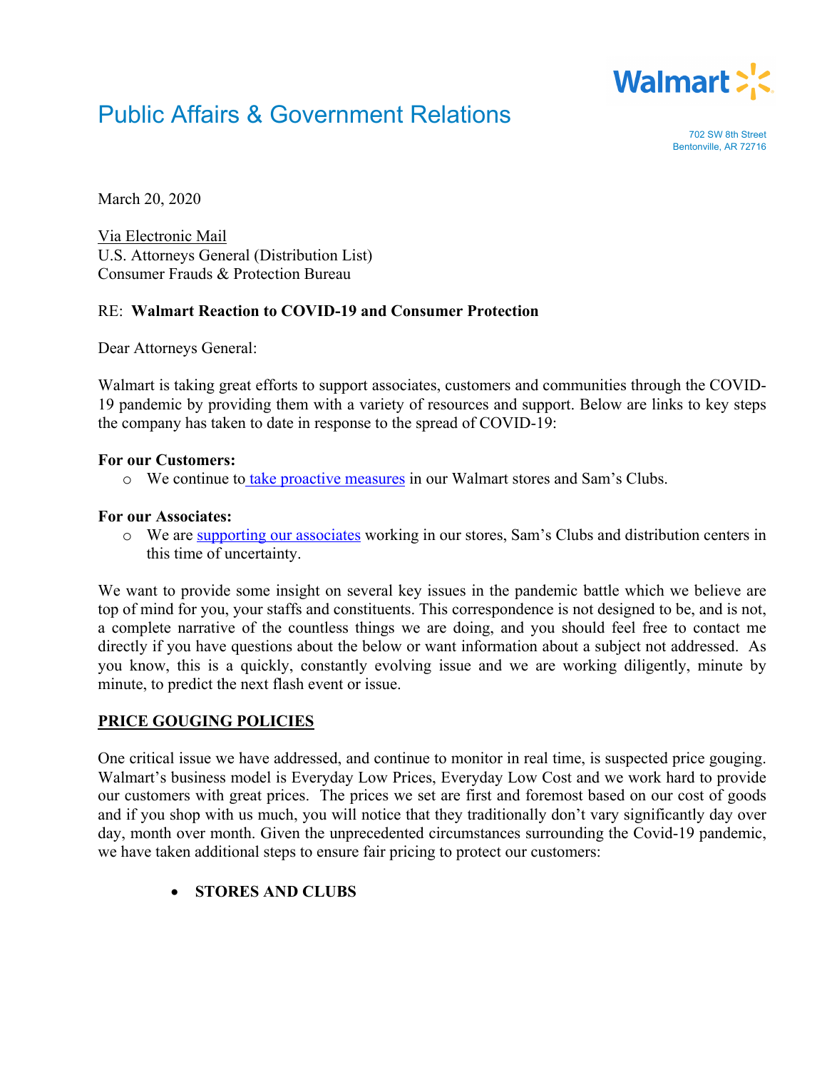Walmart

# Public Affairs & Government Relations

702 SW 8th Street
Bentonville, AR 72716

March 20, 2020

Via Electronic Mail
U.S. Attorneys General (Distribution List)
Consumer Frauds & Protection Bureau

RE: **Walmart Reaction to COVID-19 and Consumer Protection**

Dear Attorneys General:

Walmart is taking great efforts to support associates, customers and communities through the COVID-19 pandemic by providing them with a variety of resources and support. Below are links to key steps the company has taken to date in response to the spread of COVID-19:

**For our Customers:**

- We continue to take proactive measures in our Walmart stores and Sam's Clubs.

**For our Associates:**

- We are supporting our associates working in our stores, Sam's Clubs and distribution centers in this time of uncertainty.

We want to provide some insight on several key issues in the pandemic battle which we believe are top of mind for you, your staffs and constituents. This correspondence is not designed to be, and is not, a complete narrative of the countless things we are doing, and you should feel free to contact me directly if you have questions about the below or want information about a subject not addressed. As you know, this is a quickly, constantly evolving issue and we are working diligently, minute by minute, to predict the next flash event or issue.

## PRICE GOUGING POLICIES

One critical issue we have addressed, and continue to monitor in real time, is suspected price gouging. Walmart's business model is Everyday Low Prices, Everyday Low Cost and we work hard to provide our customers with great prices. The prices we set are first and foremost based on our cost of goods and if you shop with us much, you will notice that they traditionally don't vary significantly day over day, month over month. Given the unprecedented circumstances surrounding the Covid-19 pandemic, we have taken additional steps to ensure fair pricing to protect our customers:

- **STORES AND CLUBS**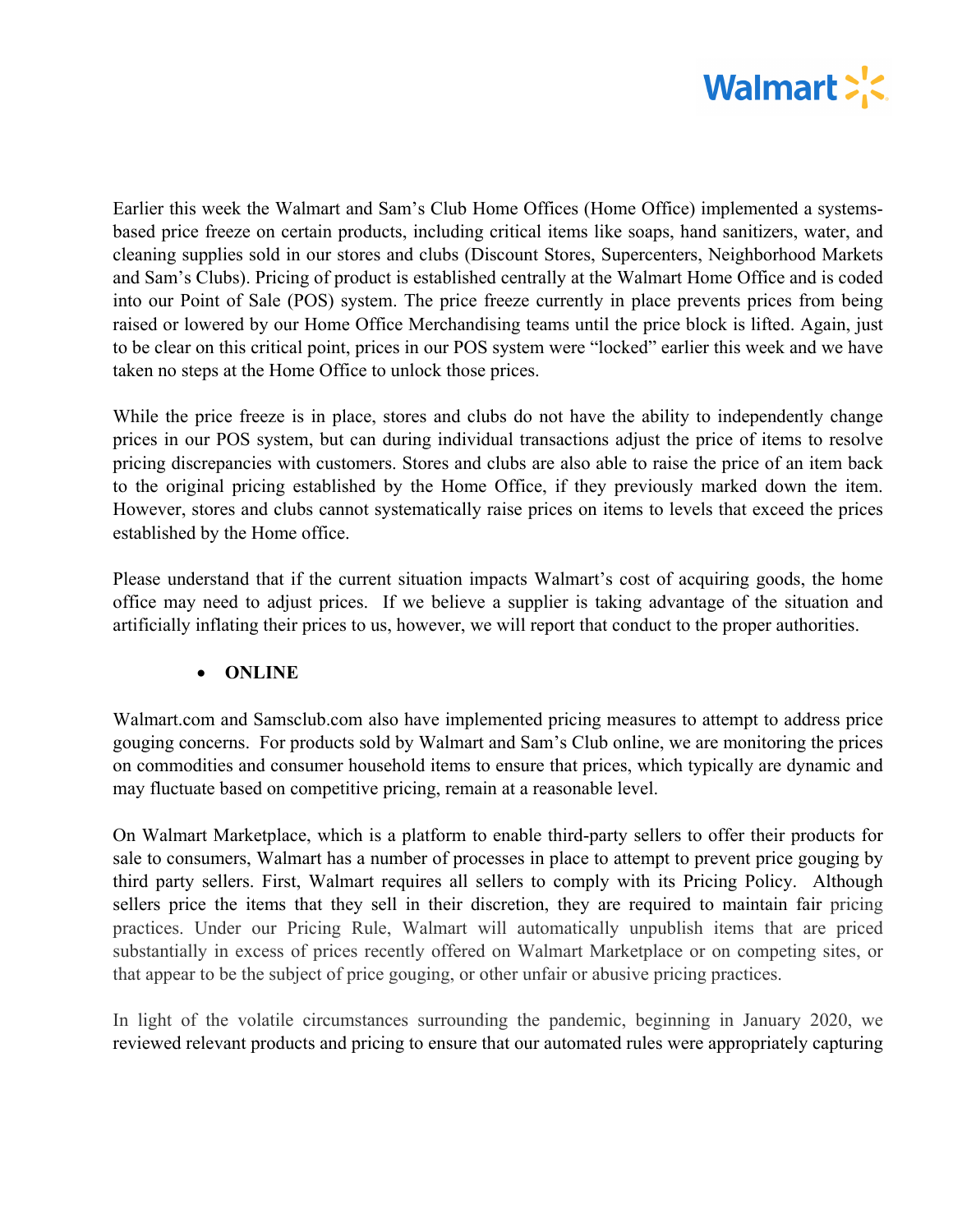Earlier this week the Walmart and Sam's Club Home Offices (Home Office) implemented a systems-based price freeze on certain products, including critical items like soaps, hand sanitizers, water, and cleaning supplies sold in our stores and clubs (Discount Stores, Supercenters, Neighborhood Markets and Sam's Clubs). Pricing of product is established centrally at the Walmart Home Office and is coded into our Point of Sale (POS) system. The price freeze currently in place prevents prices from being raised or lowered by our Home Office Merchandising teams until the price block is lifted. Again, just to be clear on this critical point, prices in our POS system were "locked" earlier this week and we have taken no steps at the Home Office to unlock those prices.

While the price freeze is in place, stores and clubs do not have the ability to independently change prices in our POS system, but can during individual transactions adjust the price of items to resolve pricing discrepancies with customers. Stores and clubs are also able to raise the price of an item back to the original pricing established by the Home Office, if they previously marked down the item. However, stores and clubs cannot systematically raise prices on items to levels that exceed the prices established by the Home office.

Please understand that if the current situation impacts Walmart's cost of acquiring goods, the home office may need to adjust prices. If we believe a supplier is taking advantage of the situation and artificially inflating their prices to us, however, we will report that conduct to the proper authorities.

- **ONLINE**

Walmart.com and Samsclub.com also have implemented pricing measures to attempt to address price gouging concerns. For products sold by Walmart and Sam's Club online, we are monitoring the prices on commodities and consumer household items to ensure that prices, which typically are dynamic and may fluctuate based on competitive pricing, remain at a reasonable level.

On Walmart Marketplace, which is a platform to enable third-party sellers to offer their products for sale to consumers, Walmart has a number of processes in place to attempt to prevent price gouging by third party sellers. First, Walmart requires all sellers to comply with its Pricing Policy. Although sellers price the items that they sell in their discretion, they are required to maintain fair pricing practices. Under our Pricing Rule, Walmart will automatically unpublish items that are priced substantially in excess of prices recently offered on Walmart Marketplace or on competing sites, or that appear to be the subject of price gouging, or other unfair or abusive pricing practices.

In light of the volatile circumstances surrounding the pandemic, beginning in January 2020, we reviewed relevant products and pricing to ensure that our automated rules were appropriately capturing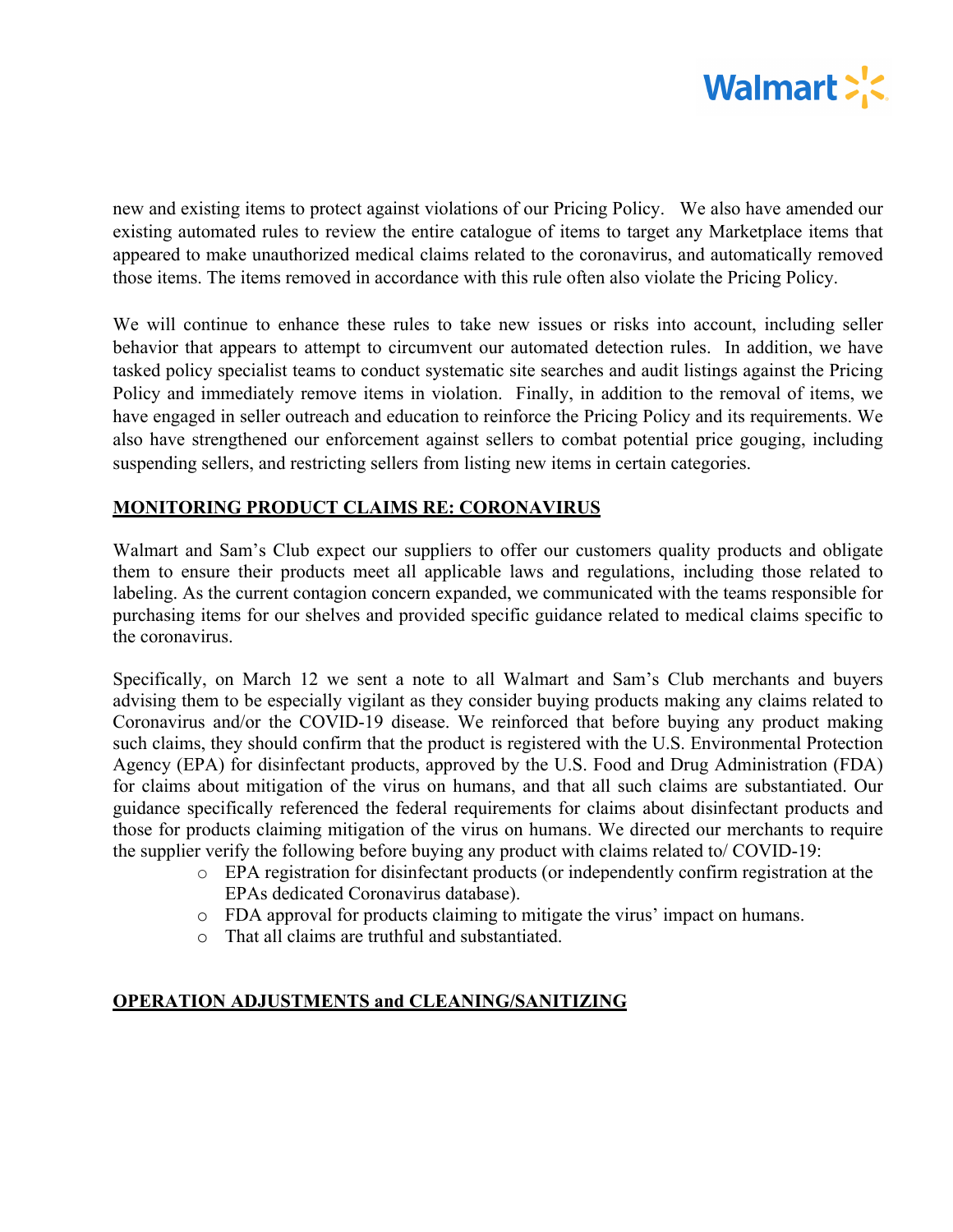new and existing items to protect against violations of our Pricing Policy. We also have amended our existing automated rules to review the entire catalogue of items to target any Marketplace items that appeared to make unauthorized medical claims related to the coronavirus, and automatically removed those items. The items removed in accordance with this rule often also violate the Pricing Policy.

We will continue to enhance these rules to take new issues or risks into account, including seller behavior that appears to attempt to circumvent our automated detection rules. In addition, we have tasked policy specialist teams to conduct systematic site searches and audit listings against the Pricing Policy and immediately remove items in violation. Finally, in addition to the removal of items, we have engaged in seller outreach and education to reinforce the Pricing Policy and its requirements. We also have strengthened our enforcement against sellers to combat potential price gouging, including suspending sellers, and restricting sellers from listing new items in certain categories.

## MONITORING PRODUCT CLAIMS RE: CORONAVIRUS

Walmart and Sam's Club expect our suppliers to offer our customers quality products and obligate them to ensure their products meet all applicable laws and regulations, including those related to labeling. As the current contagion concern expanded, we communicated with the teams responsible for purchasing items for our shelves and provided specific guidance related to medical claims specific to the coronavirus.

Specifically, on March 12 we sent a note to all Walmart and Sam's Club merchants and buyers advising them to be especially vigilant as they consider buying products making any claims related to Coronavirus and/or the COVID-19 disease. We reinforced that before buying any product making such claims, they should confirm that the product is registered with the U.S. Environmental Protection Agency (EPA) for disinfectant products, approved by the U.S. Food and Drug Administration (FDA) for claims about mitigation of the virus on humans, and that all such claims are substantiated. Our guidance specifically referenced the federal requirements for claims about disinfectant products and those for products claiming mitigation of the virus on humans. We directed our merchants to require the supplier verify the following before buying any product with claims related to/ COVID-19:

- EPA registration for disinfectant products (or independently confirm registration at the EPAs dedicated Coronavirus database).
- FDA approval for products claiming to mitigate the virus' impact on humans.
- That all claims are truthful and substantiated.

## OPERATION ADJUSTMENTS and CLEANING/SANITIZING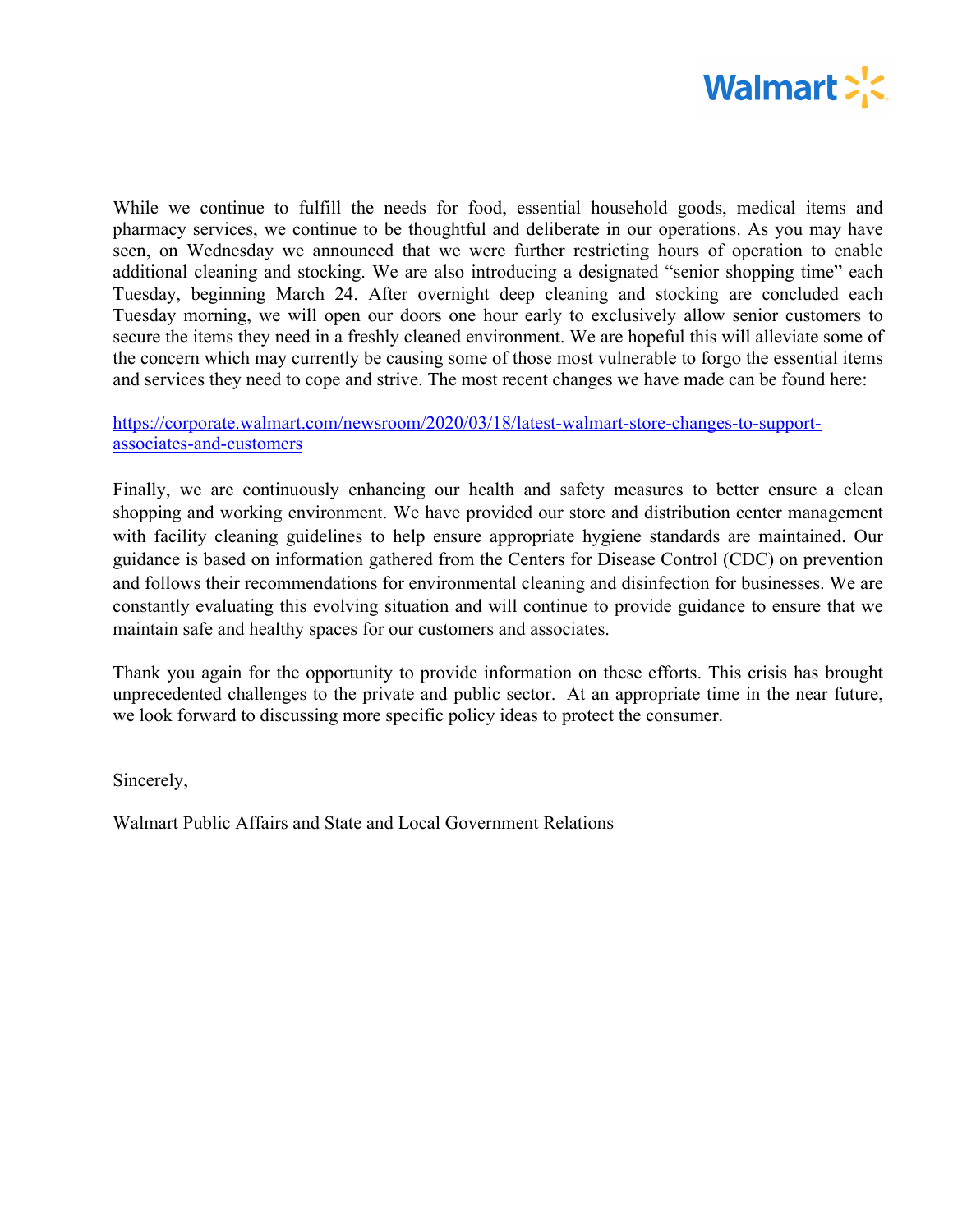While we continue to fulfill the needs for food, essential household goods, medical items and pharmacy services, we continue to be thoughtful and deliberate in our operations. As you may have seen, on Wednesday we announced that we were further restricting hours of operation to enable additional cleaning and stocking. We are also introducing a designated "senior shopping time" each Tuesday, beginning March 24. After overnight deep cleaning and stocking are concluded each Tuesday morning, we will open our doors one hour early to exclusively allow senior customers to secure the items they need in a freshly cleaned environment. We are hopeful this will alleviate some of the concern which may currently be causing some of those most vulnerable to forgo the essential items and services they need to cope and strive. The most recent changes we have made can be found here:

https://corporate.walmart.com/newsroom/2020/03/18/latest-walmart-store-changes-to-support-associates-and-customers

Finally, we are continuously enhancing our health and safety measures to better ensure a clean shopping and working environment. We have provided our store and distribution center management with facility cleaning guidelines to help ensure appropriate hygiene standards are maintained. Our guidance is based on information gathered from the Centers for Disease Control (CDC) on prevention and follows their recommendations for environmental cleaning and disinfection for businesses. We are constantly evaluating this evolving situation and will continue to provide guidance to ensure that we maintain safe and healthy spaces for our customers and associates.

Thank you again for the opportunity to provide information on these efforts. This crisis has brought unprecedented challenges to the private and public sector. At an appropriate time in the near future, we look forward to discussing more specific policy ideas to protect the consumer.

Sincerely,

Walmart Public Affairs and State and Local Government Relations